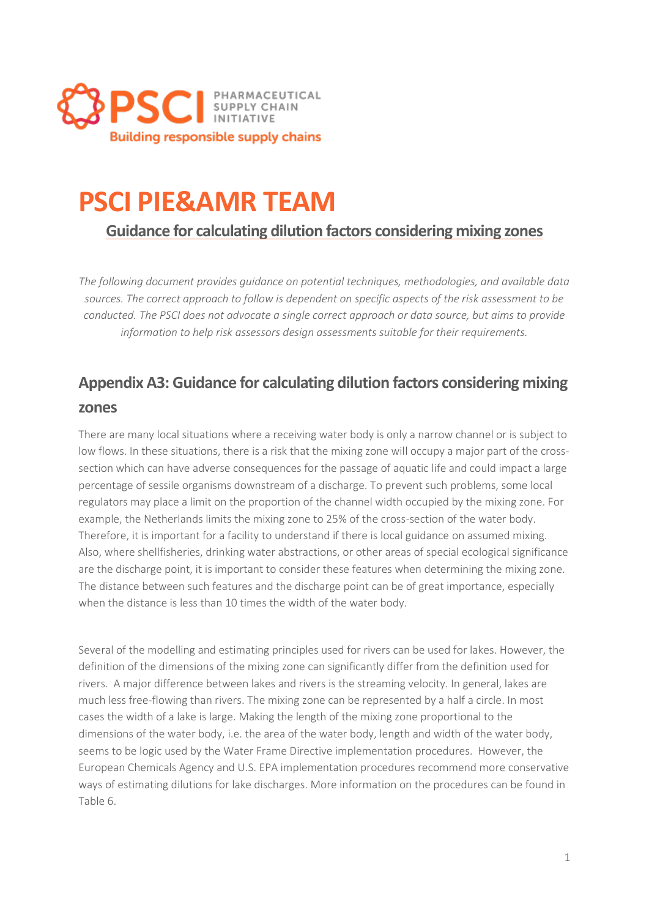PSCI PHARMACEUTICAL SUPPLY CHAIN INITIATIVE

Building responsible supply chains

# PSCI PIE&AMR TEAM

## Guidance for calculating dilution factors considering mixing zones

*The following document provides guidance on potential techniques, methodologies, and available data sources. The correct approach to follow is dependent on specific aspects of the risk assessment to be conducted. The PSCI does not advocate a single correct approach or data source, but aims to provide information to help risk assessors design assessments suitable for their requirements.*

## Appendix A3: Guidance for calculating dilution factors considering mixing zones

There are many local situations where a receiving water body is only a narrow channel or is subject to low flows. In these situations, there is a risk that the mixing zone will occupy a major part of the cross-section which can have adverse consequences for the passage of aquatic life and could impact a large percentage of sessile organisms downstream of a discharge. To prevent such problems, some local regulators may place a limit on the proportion of the channel width occupied by the mixing zone. For example, the Netherlands limits the mixing zone to 25% of the cross-section of the water body. Therefore, it is important for a facility to understand if there is local guidance on assumed mixing. Also, where shellfisheries, drinking water abstractions, or other areas of special ecological significance are the discharge point, it is important to consider these features when determining the mixing zone. The distance between such features and the discharge point can be of great importance, especially when the distance is less than 10 times the width of the water body.

Several of the modelling and estimating principles used for rivers can be used for lakes. However, the definition of the dimensions of the mixing zone can significantly differ from the definition used for rivers. A major difference between lakes and rivers is the streaming velocity. In general, lakes are much less free-flowing than rivers. The mixing zone can be represented by a half a circle. In most cases the width of a lake is large. Making the length of the mixing zone proportional to the dimensions of the water body, i.e. the area of the water body, length and width of the water body, seems to be logic used by the Water Frame Directive implementation procedures. However, the European Chemicals Agency and U.S. EPA implementation procedures recommend more conservative ways of estimating dilutions for lake discharges. More information on the procedures can be found in Table 6.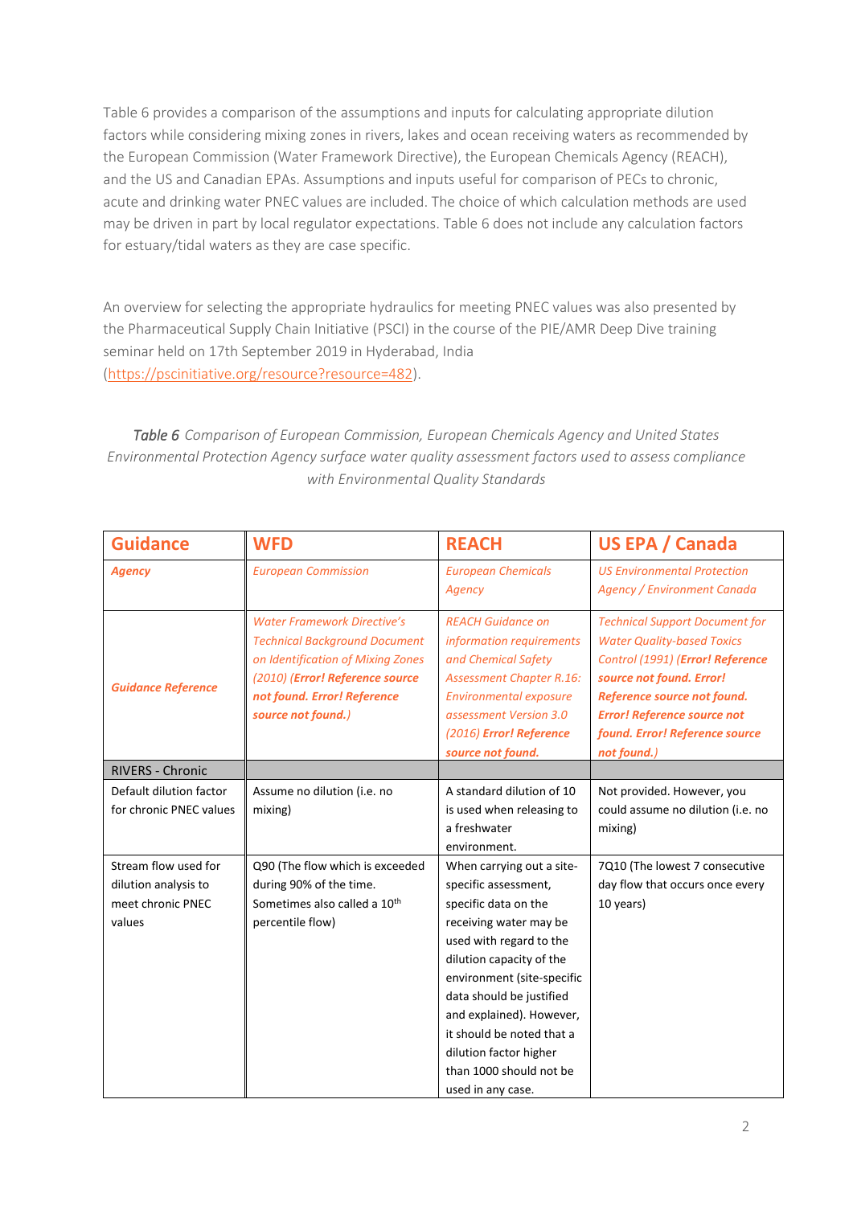Table 6 provides a comparison of the assumptions and inputs for calculating appropriate dilution factors while considering mixing zones in rivers, lakes and ocean receiving waters as recommended by the European Commission (Water Framework Directive), the European Chemicals Agency (REACH), and the US and Canadian EPAs. Assumptions and inputs useful for comparison of PECs to chronic, acute and drinking water PNEC values are included. The choice of which calculation methods are used may be driven in part by local regulator expectations. Table 6 does not include any calculation factors for estuary/tidal waters as they are case specific.

An overview for selecting the appropriate hydraulics for meeting PNEC values was also presented by the Pharmaceutical Supply Chain Initiative (PSCI) in the course of the PIE/AMR Deep Dive training seminar held on 17th September 2019 in Hyderabad, India (https://pscinitiative.org/resource?resource=482).

*Table 6 Comparison of European Commission, European Chemicals Agency and United States Environmental Protection Agency surface water quality assessment factors used to assess compliance with Environmental Quality Standards*

| **Guidance** | **WFD** | **REACH** | **US EPA / Canada** |
|---|---|---|---|
| ***Agency*** | *European Commission* | *European Chemicals Agency* | *US Environmental Protection Agency / Environment Canada* |
| ***Guidance Reference*** | *Water Framework Directive's Technical Background Document on Identification of Mixing Zones (2010) (**Error! Reference source not found. Error! Reference source not found.**)* | *REACH Guidance on information requirements and Chemical Safety Assessment Chapter R.16: Environmental exposure assessment Version 3.0 (2016) **Error! Reference source not found.*** | *Technical Support Document for Water Quality-based Toxics Control (1991) (**Error! Reference source not found. Error! Reference source not found. Error! Reference source not found. Error! Reference source not found.**)* |
| RIVERS - Chronic | | | |
| Default dilution factor for chronic PNEC values | Assume no dilution (i.e. no mixing) | A standard dilution of 10 is used when releasing to a freshwater environment. | Not provided. However, you could assume no dilution (i.e. no mixing) |
| Stream flow used for dilution analysis to meet chronic PNEC values | Q90 (The flow which is exceeded during 90% of the time. Sometimes also called a 10th percentile flow) | When carrying out a site-specific assessment, specific data on the receiving water may be used with regard to the dilution capacity of the environment (site-specific data should be justified and explained). However, it should be noted that a dilution factor higher than 1000 should not be used in any case. | 7Q10 (The lowest 7 consecutive day flow that occurs once every 10 years) |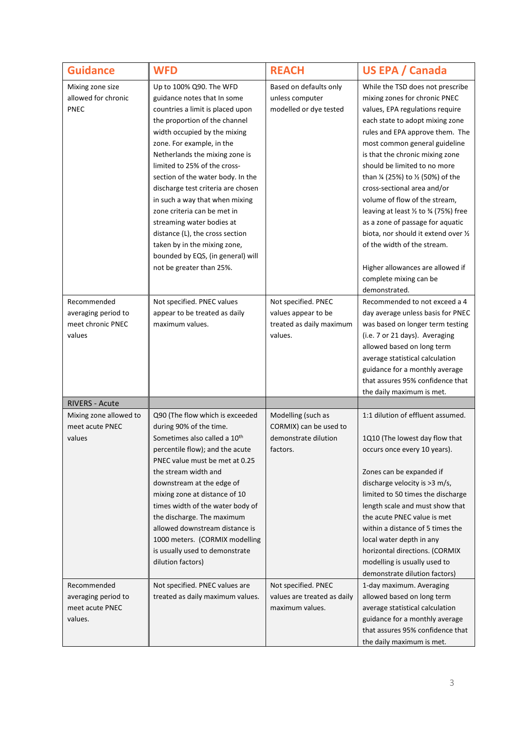| Guidance | WFD | REACH | US EPA / Canada |
|---|---|---|---|
| Mixing zone size allowed for chronic PNEC | Up to 100% Q90. The WFD guidance notes that In some countries a limit is placed upon the proportion of the channel width occupied by the mixing zone. For example, in the Netherlands the mixing zone is limited to 25% of the cross-section of the water body. In the discharge test criteria are chosen in such a way that when mixing zone criteria can be met in streaming water bodies at distance (L), the cross section taken by in the mixing zone, bounded by EQS, (in general) will not be greater than 25%. | Based on defaults only unless computer modelled or dye tested | While the TSD does not prescribe mixing zones for chronic PNEC values, EPA regulations require each state to adopt mixing zone rules and EPA approve them. The most common general guideline is that the chronic mixing zone should be limited to no more than ¼ (25%) to ½ (50%) of the cross-sectional area and/or volume of flow of the stream, leaving at least ½ to ¾ (75%) free as a zone of passage for aquatic biota, nor should it extend over ½ of the width of the stream.<br><br>Higher allowances are allowed if complete mixing can be demonstrated. |
| Recommended averaging period to meet chronic PNEC values | Not specified. PNEC values appear to be treated as daily maximum values. | Not specified. PNEC values appear to be treated as daily maximum values. | Recommended to not exceed a 4 day average unless basis for PNEC was based on longer term testing (i.e. 7 or 21 days). Averaging allowed based on long term average statistical calculation guidance for a monthly average that assures 95% confidence that the daily maximum is met. |
| RIVERS - Acute | | | |
| Mixing zone allowed to meet acute PNEC values | Q90 (The flow which is exceeded during 90% of the time. Sometimes also called a 10[th] percentile flow); and the acute PNEC value must be met at 0.25 the stream width and downstream at the edge of mixing zone at distance of 10 times width of the water body of the discharge. The maximum allowed downstream distance is 1000 meters. (CORMIX modelling is usually used to demonstrate dilution factors) | Modelling (such as CORMIX) can be used to demonstrate dilution factors. | 1:1 dilution of effluent assumed.<br><br>1Q10 (The lowest day flow that occurs once every 10 years).<br><br>Zones can be expanded if discharge velocity is >3 m/s, limited to 50 times the discharge length scale and must show that the acute PNEC value is met within a distance of 5 times the local water depth in any horizontal directions. (CORMIX modelling is usually used to demonstrate dilution factors) |
| Recommended averaging period to meet acute PNEC values. | Not specified. PNEC values are treated as daily maximum values. | Not specified. PNEC values are treated as daily maximum values. | 1-day maximum. Averaging allowed based on long term average statistical calculation guidance for a monthly average that assures 95% confidence that the daily maximum is met. |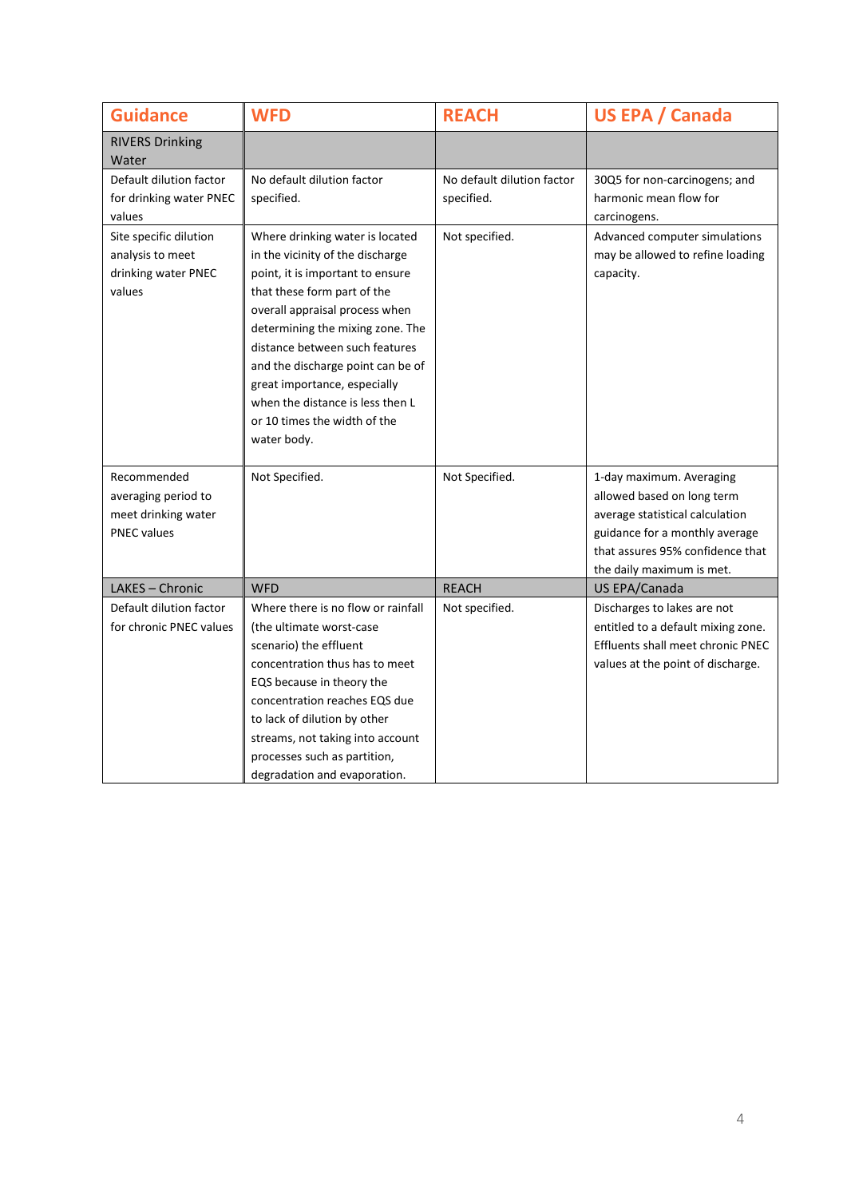| Guidance | WFD | REACH | US EPA / Canada |
|---|---|---|---|
| RIVERS Drinking Water | | | |
| Default dilution factor for drinking water PNEC values | No default dilution factor specified. | No default dilution factor specified. | 30Q5 for non-carcinogens; and harmonic mean flow for carcinogens. |
| Site specific dilution analysis to meet drinking water PNEC values | Where drinking water is located in the vicinity of the discharge point, it is important to ensure that these form part of the overall appraisal process when determining the mixing zone. The distance between such features and the discharge point can be of great importance, especially when the distance is less then L or 10 times the width of the water body. | Not specified. | Advanced computer simulations may be allowed to refine loading capacity. |
| Recommended averaging period to meet drinking water PNEC values | Not Specified. | Not Specified. | 1-day maximum. Averaging allowed based on long term average statistical calculation guidance for a monthly average that assures 95% confidence that the daily maximum is met. |
| LAKES – Chronic | WFD | REACH | US EPA/Canada |
| Default dilution factor for chronic PNEC values | Where there is no flow or rainfall (the ultimate worst-case scenario) the effluent concentration thus has to meet EQS because in theory the concentration reaches EQS due to lack of dilution by other streams, not taking into account processes such as partition, degradation and evaporation. | Not specified. | Discharges to lakes are not entitled to a default mixing zone. Effluents shall meet chronic PNEC values at the point of discharge. |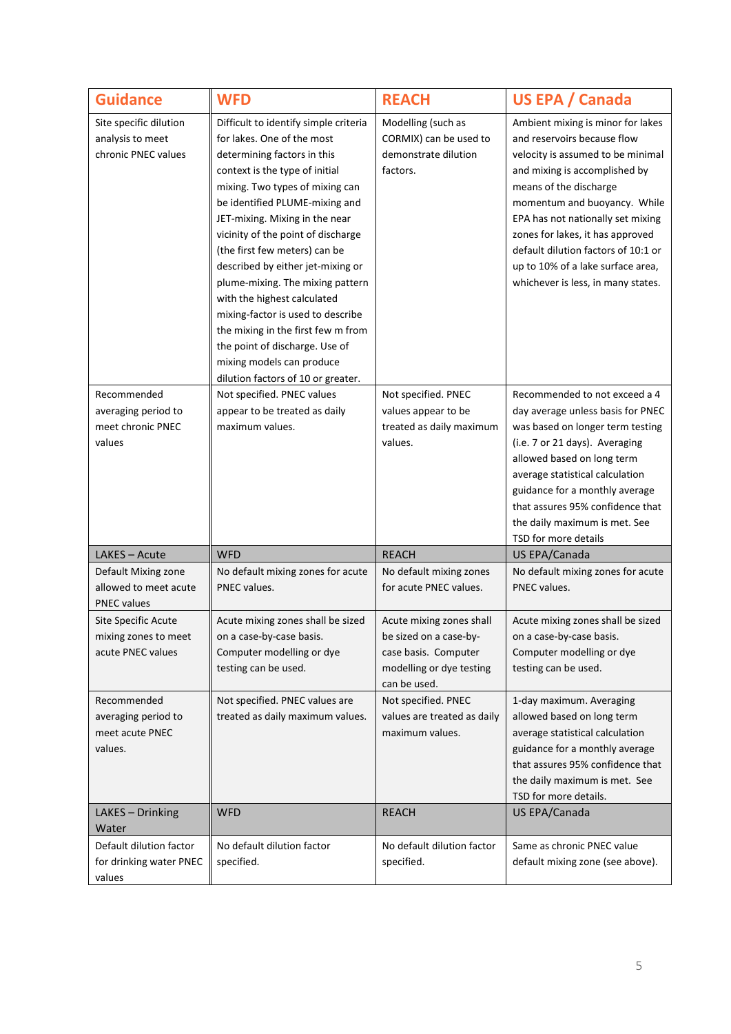| Guidance | WFD | REACH | US EPA / Canada |
|---|---|---|---|
| Site specific dilution analysis to meet chronic PNEC values | Difficult to identify simple criteria for lakes. One of the most determining factors in this context is the type of initial mixing. Two types of mixing can be identified PLUME-mixing and JET-mixing. Mixing in the near vicinity of the point of discharge (the first few meters) can be described by either jet-mixing or plume-mixing. The mixing pattern with the highest calculated mixing-factor is used to describe the mixing in the first few m from the point of discharge. Use of mixing models can produce dilution factors of 10 or greater. | Modelling (such as CORMIX) can be used to demonstrate dilution factors. | Ambient mixing is minor for lakes and reservoirs because flow velocity is assumed to be minimal and mixing is accomplished by means of the discharge momentum and buoyancy. While EPA has not nationally set mixing zones for lakes, it has approved default dilution factors of 10:1 or up to 10% of a lake surface area, whichever is less, in many states. |
| Recommended averaging period to meet chronic PNEC values | Not specified. PNEC values appear to be treated as daily maximum values. | Not specified. PNEC values appear to be treated as daily maximum values. | Recommended to not exceed a 4 day average unless basis for PNEC was based on longer term testing (i.e. 7 or 21 days). Averaging allowed based on long term average statistical calculation guidance for a monthly average that assures 95% confidence that the daily maximum is met. See TSD for more details |
| **LAKES – Acute** | **WFD** | **REACH** | **US EPA/Canada** |
| Default Mixing zone allowed to meet acute PNEC values | No default mixing zones for acute PNEC values. | No default mixing zones for acute PNEC values. | No default mixing zones for acute PNEC values. |
| Site Specific Acute mixing zones to meet acute PNEC values | Acute mixing zones shall be sized on a case-by-case basis. Computer modelling or dye testing can be used. | Acute mixing zones shall be sized on a case-by-case basis. Computer modelling or dye testing can be used. | Acute mixing zones shall be sized on a case-by-case basis. Computer modelling or dye testing can be used. |
| Recommended averaging period to meet acute PNEC values. | Not specified. PNEC values are treated as daily maximum values. | Not specified. PNEC values are treated as daily maximum values. | 1-day maximum. Averaging allowed based on long term average statistical calculation guidance for a monthly average that assures 95% confidence that the daily maximum is met. See TSD for more details. |
| **LAKES – Drinking Water** | **WFD** | **REACH** | **US EPA/Canada** |
| Default dilution factor for drinking water PNEC values | No default dilution factor specified. | No default dilution factor specified. | Same as chronic PNEC value default mixing zone (see above). |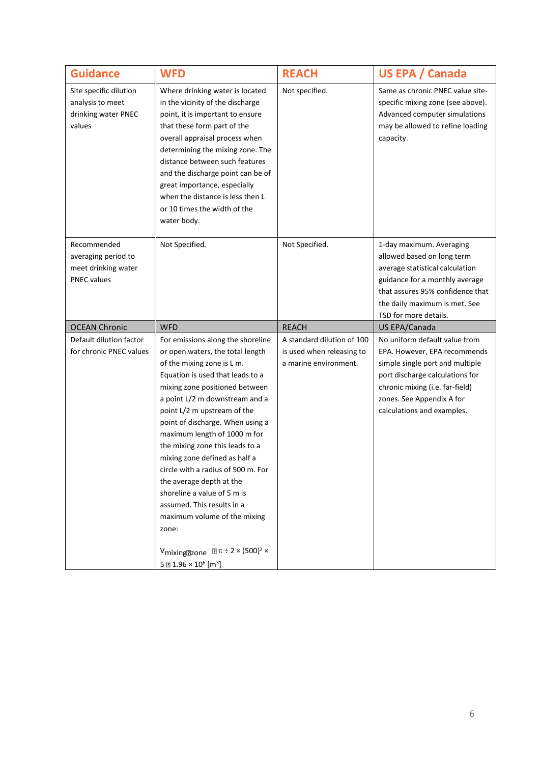| Guidance | WFD | REACH | US EPA / Canada |
|---|---|---|---|
| Site specific dilution analysis to meet drinking water PNEC values | Where drinking water is located in the vicinity of the discharge point, it is important to ensure that these form part of the overall appraisal process when determining the mixing zone. The distance between such features and the discharge point can be of great importance, especially when the distance is less then L or 10 times the width of the water body. | Not specified. | Same as chronic PNEC value site-specific mixing zone (see above). Advanced computer simulations may be allowed to refine loading capacity. |
| Recommended averaging period to meet drinking water PNEC values | Not Specified. | Not Specified. | 1-day maximum. Averaging allowed based on long term average statistical calculation guidance for a monthly average that assures 95% confidence that the daily maximum is met. See TSD for more details. |
| **OCEAN Chronic** | **WFD** | **REACH** | **US EPA/Canada** |
| Default dilution factor for chronic PNEC values | For emissions along the shoreline or open waters, the total length of the mixing zone is L m. Equation is used that leads to a mixing zone positioned between a point L/2 m downstream and a point L/2 m upstream of the point of discharge. When using a maximum length of 1000 m for the mixing zone this leads to a mixing zone defined as half a circle with a radius of 500 m. For the average depth at the shoreline a value of 5 m is assumed. This results in a maximum volume of the mixing zone: $V_{mixing\,zone} = \pi \div 2 \times (500)^2 \times 5 = 1.96 \times 10^6$ [m$^3$] | A standard dilution of 100 is used when releasing to a marine environment. | No uniform default value from EPA. However, EPA recommends simple single port and multiple port discharge calculations for chronic mixing (i.e. far-field) zones. See Appendix A for calculations and examples. |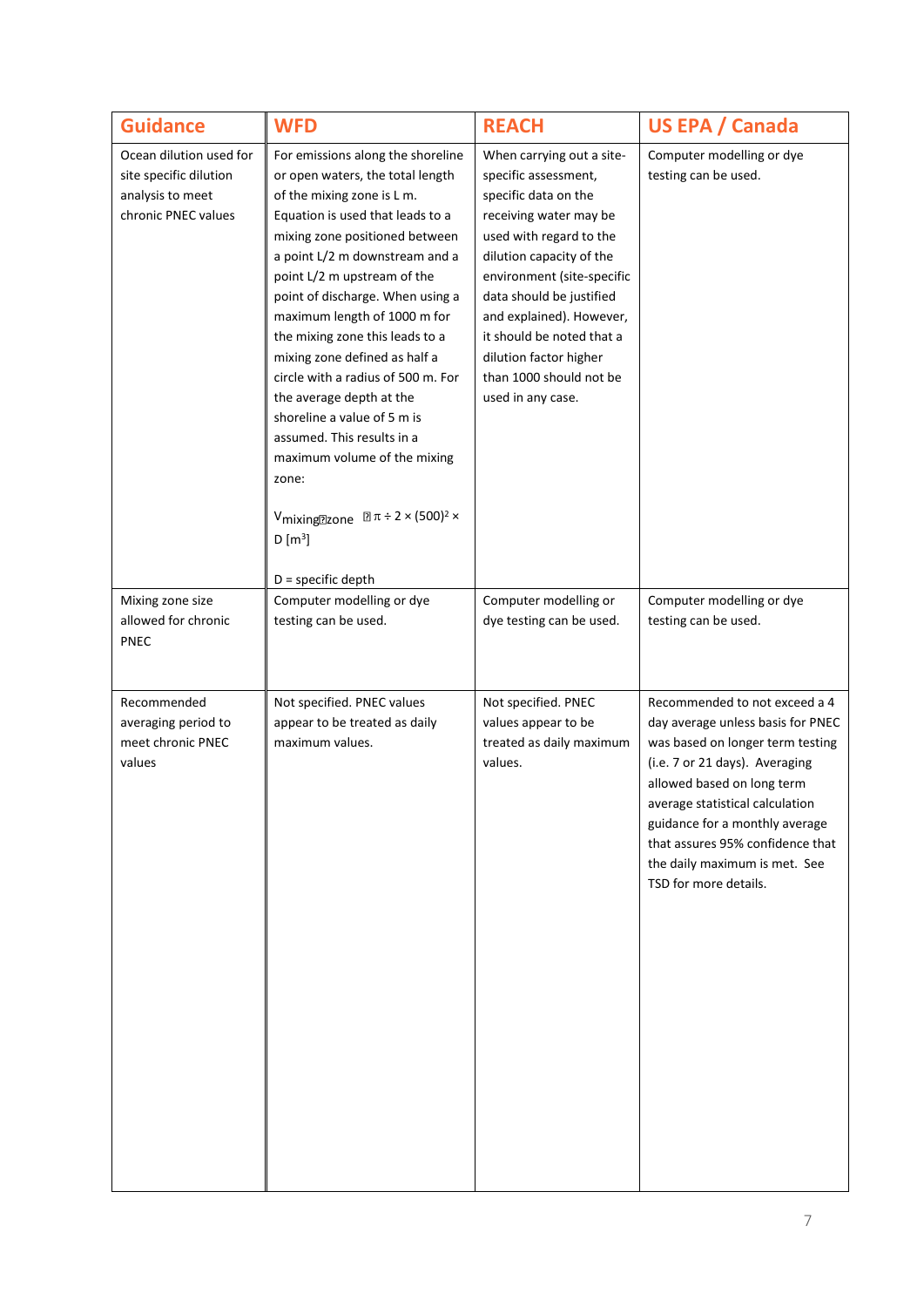| Guidance | WFD | REACH | US EPA / Canada |
|---|---|---|---|
| Ocean dilution used for site specific dilution analysis to meet chronic PNEC values | For emissions along the shoreline or open waters, the total length of the mixing zone is L m. Equation is used that leads to a mixing zone positioned between a point L/2 m downstream and a point L/2 m upstream of the point of discharge. When using a maximum length of 1000 m for the mixing zone this leads to a mixing zone defined as half a circle with a radius of 500 m. For the average depth at the shoreline a value of 5 m is assumed. This results in a maximum volume of the mixing zone: <br><br> $V_{mixing\ zone} = \pi \div 2 \times (500)^2 \times D$ [$m^3$] <br><br> D = specific depth | When carrying out a site-specific assessment, specific data on the receiving water may be used with regard to the dilution capacity of the environment (site-specific data should be justified and explained). However, it should be noted that a dilution factor higher than 1000 should not be used in any case. | Computer modelling or dye testing can be used. |
| Mixing zone size allowed for chronic PNEC | Computer modelling or dye testing can be used. | Computer modelling or dye testing can be used. | Computer modelling or dye testing can be used. |
| Recommended averaging period to meet chronic PNEC values | Not specified. PNEC values appear to be treated as daily maximum values. | Not specified. PNEC values appear to be treated as daily maximum values. | Recommended to not exceed a 4 day average unless basis for PNEC was based on longer term testing (i.e. 7 or 21 days). Averaging allowed based on long term average statistical calculation guidance for a monthly average that assures 95% confidence that the daily maximum is met. See TSD for more details. |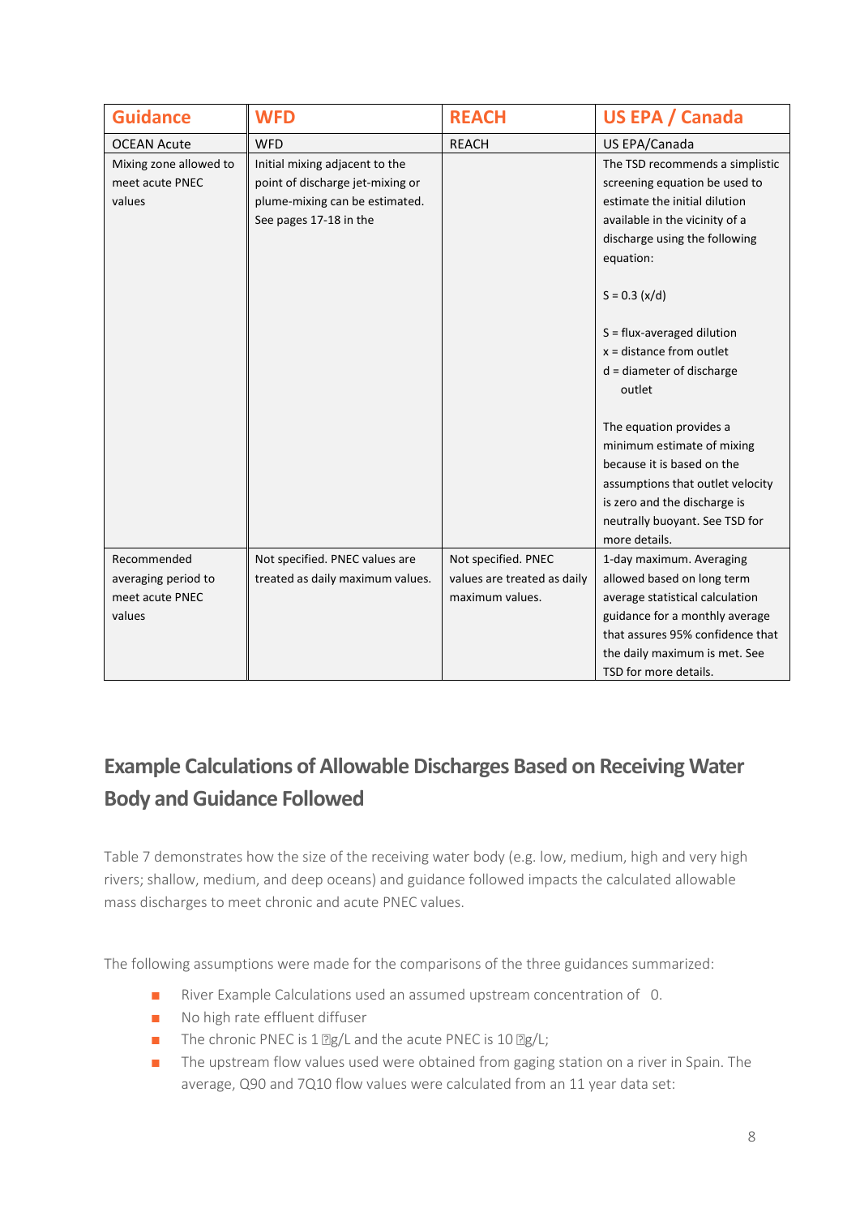| Guidance | WFD | REACH | US EPA / Canada |
|---|---|---|---|
| OCEAN Acute | WFD | REACH | US EPA/Canada |
| Mixing zone allowed to meet acute PNEC values | Initial mixing adjacent to the point of discharge jet-mixing or plume-mixing can be estimated. See pages 17-18 in the | | The TSD recommends a simplistic screening equation be used to estimate the initial dilution available in the vicinity of a discharge using the following equation:<br><br>$S = 0.3\ (x/d)$<br><br>S = flux-averaged dilution<br>x = distance from outlet<br>d = diameter of discharge outlet<br><br>The equation provides a minimum estimate of mixing because it is based on the assumptions that outlet velocity is zero and the discharge is neutrally buoyant. See TSD for more details. |
| Recommended averaging period to meet acute PNEC values | Not specified. PNEC values are treated as daily maximum values. | Not specified. PNEC values are treated as daily maximum values. | 1-day maximum. Averaging allowed based on long term average statistical calculation guidance for a monthly average that assures 95% confidence that the daily maximum is met. See TSD for more details. |

## Example Calculations of Allowable Discharges Based on Receiving Water Body and Guidance Followed

Table 7 demonstrates how the size of the receiving water body (e.g. low, medium, high and very high rivers; shallow, medium, and deep oceans) and guidance followed impacts the calculated allowable mass discharges to meet chronic and acute PNEC values.

The following assumptions were made for the comparisons of the three guidances summarized:

- River Example Calculations used an assumed upstream concentration of 0.
- No high rate effluent diffuser
- The chronic PNEC is 1 µg/L and the acute PNEC is 10 µg/L;
- The upstream flow values used were obtained from gaging station on a river in Spain. The average, Q90 and 7Q10 flow values were calculated from an 11 year data set: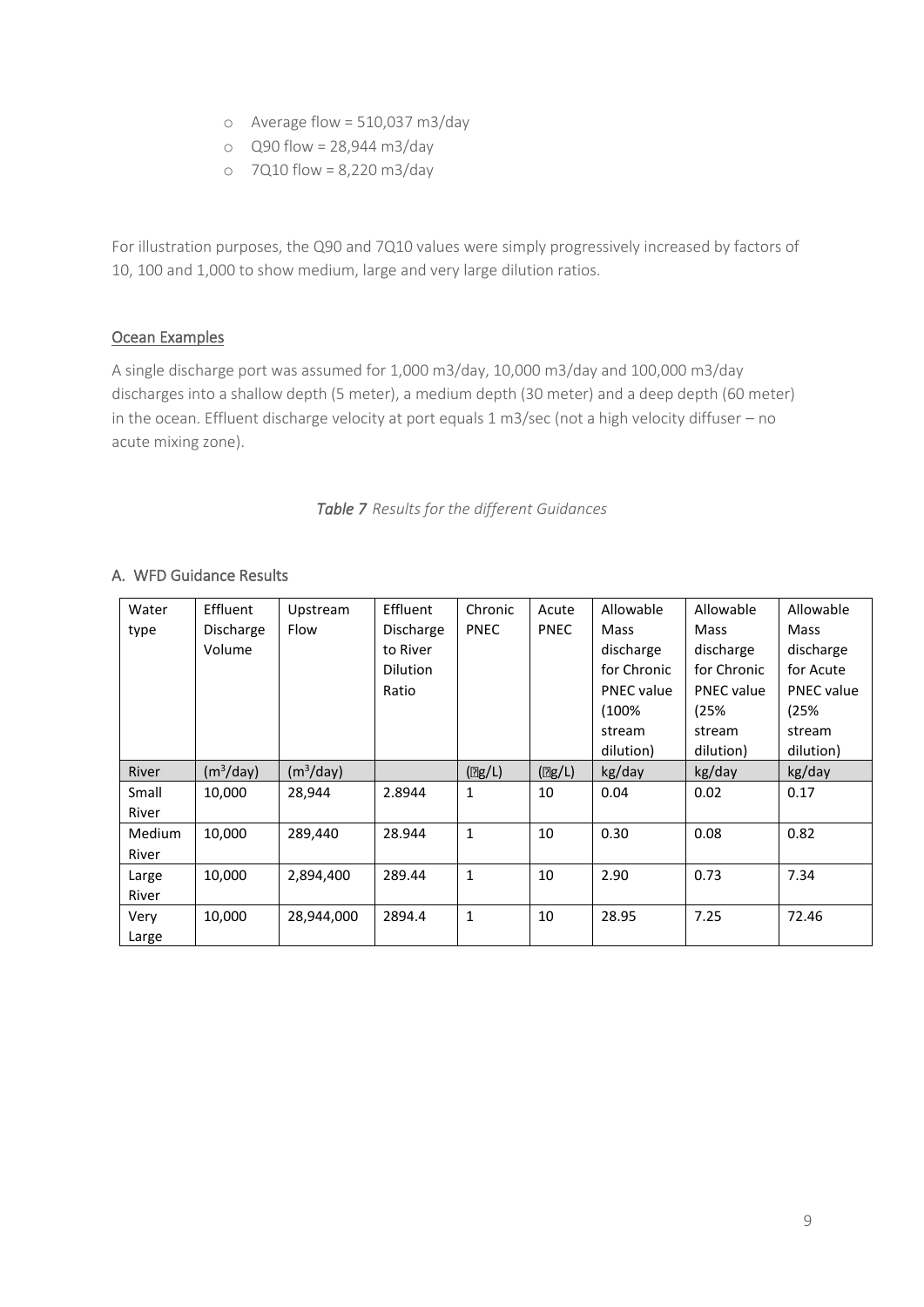- Average flow = 510,037 m3/day
- Q90 flow = 28,944 m3/day
- 7Q10 flow = 8,220 m3/day

For illustration purposes, the Q90 and 7Q10 values were simply progressively increased by factors of 10, 100 and 1,000 to show medium, large and very large dilution ratios.

## Ocean Examples

A single discharge port was assumed for 1,000 m3/day, 10,000 m3/day and 100,000 m3/day discharges into a shallow depth (5 meter), a medium depth (30 meter) and a deep depth (60 meter) in the ocean. Effluent discharge velocity at port equals 1 m3/sec (not a high velocity diffuser – no acute mixing zone).

***Table 7*** *Results for the different Guidances*

## A. WFD Guidance Results

| Water type | Effluent Discharge Volume | Upstream Flow | Effluent Discharge to River Dilution Ratio | Chronic PNEC | Acute PNEC | Allowable Mass discharge for Chronic PNEC value (100% stream dilution) | Allowable Mass discharge for Chronic PNEC value (25% stream dilution) | Allowable Mass discharge for Acute PNEC value (25% stream dilution) |
|---|---|---|---|---|---|---|---|---|
| River | ($m^3$/day) | ($m^3$/day) | | (μg/L) | (μg/L) | kg/day | kg/day | kg/day |
| Small River | 10,000 | 28,944 | 2.8944 | 1 | 10 | 0.04 | 0.02 | 0.17 |
| Medium River | 10,000 | 289,440 | 28.944 | 1 | 10 | 0.30 | 0.08 | 0.82 |
| Large River | 10,000 | 2,894,400 | 289.44 | 1 | 10 | 2.90 | 0.73 | 7.34 |
| Very Large | 10,000 | 28,944,000 | 2894.4 | 1 | 10 | 28.95 | 7.25 | 72.46 |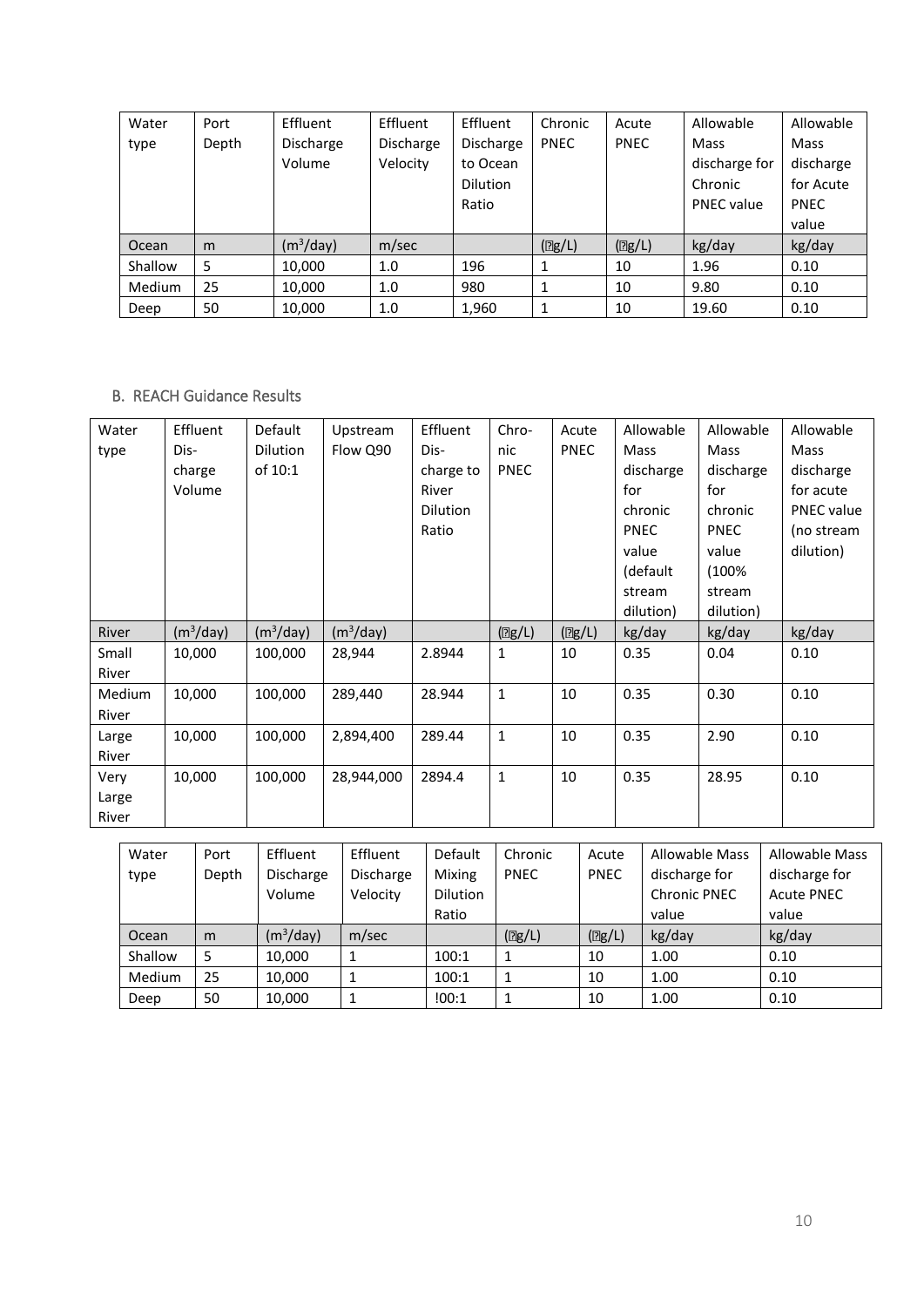| Water type | Port Depth | Effluent Discharge Volume | Effluent Discharge Velocity | Effluent Discharge to Ocean Dilution Ratio | Chronic PNEC | Acute PNEC | Allowable Mass discharge for Chronic PNEC value | Allowable Mass discharge for Acute PNEC value |
|---|---|---|---|---|---|---|---|---|
| Ocean | m | ($m^3$/day) | m/sec | | (?g/L) | (?g/L) | kg/day | kg/day |
| Shallow | 5 | 10,000 | 1.0 | 196 | 1 | 10 | 1.96 | 0.10 |
| Medium | 25 | 10,000 | 1.0 | 980 | 1 | 10 | 9.80 | 0.10 |
| Deep | 50 | 10,000 | 1.0 | 1,960 | 1 | 10 | 19.60 | 0.10 |

## B. REACH Guidance Results

| Water type | Effluent Dis-charge Volume | Default Dilution of 10:1 | Upstream Flow Q90 | Effluent Dis-charge to River Dilution Ratio | Chro-nic PNEC | Acute PNEC | Allowable Mass discharge for chronic PNEC value (default stream dilution) | Allowable Mass discharge for chronic PNEC value (100% stream dilution) | Allowable Mass discharge for acute PNEC value (no stream dilution) |
|---|---|---|---|---|---|---|---|---|---|
| River | ($m^3$/day) | ($m^3$/day) | ($m^3$/day) | | (?g/L) | (?g/L) | kg/day | kg/day | kg/day |
| Small River | 10,000 | 100,000 | 28,944 | 2.8944 | 1 | 10 | 0.35 | 0.04 | 0.10 |
| Medium River | 10,000 | 100,000 | 289,440 | 28.944 | 1 | 10 | 0.35 | 0.30 | 0.10 |
| Large River | 10,000 | 100,000 | 2,894,400 | 289.44 | 1 | 10 | 0.35 | 2.90 | 0.10 |
| Very Large River | 10,000 | 100,000 | 28,944,000 | 2894.4 | 1 | 10 | 0.35 | 28.95 | 0.10 |

| Water type | Port Depth | Effluent Discharge Volume | Effluent Discharge Velocity | Default Mixing Dilution Ratio | Chronic PNEC | Acute PNEC | Allowable Mass discharge for Chronic PNEC value | Allowable Mass discharge for Acute PNEC value |
|---|---|---|---|---|---|---|---|---|
| Ocean | m | ($m^3$/day) | m/sec | | (?g/L) | (?g/L) | kg/day | kg/day |
| Shallow | 5 | 10,000 | 1 | 100:1 | 1 | 10 | 1.00 | 0.10 |
| Medium | 25 | 10,000 | 1 | 100:1 | 1 | 10 | 1.00 | 0.10 |
| Deep | 50 | 10,000 | 1 | !00:1 | 1 | 10 | 1.00 | 0.10 |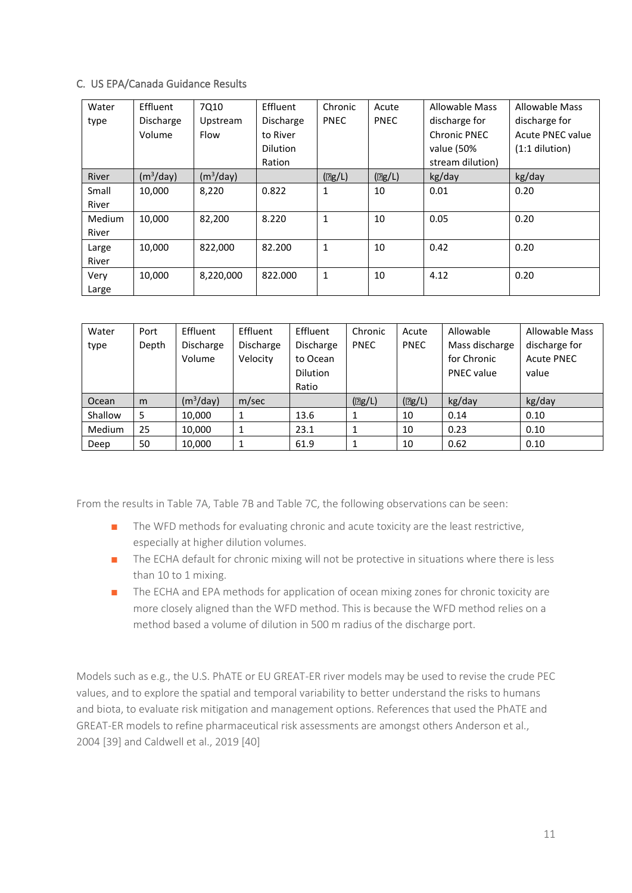C. US EPA/Canada Guidance Results

| Water type | Effluent Discharge Volume | 7Q10 Upstream Flow | Effluent Discharge to River Dilution Ration | Chronic PNEC | Acute PNEC | Allowable Mass discharge for Chronic PNEC value (50% stream dilution) | Allowable Mass discharge for Acute PNEC value (1:1 dilution) |
|---|---|---|---|---|---|---|---|
| River | ($m^3$/day) | ($m^3$/day) | | (µg/L) | (µg/L) | kg/day | kg/day |
| Small River | 10,000 | 8,220 | 0.822 | 1 | 10 | 0.01 | 0.20 |
| Medium River | 10,000 | 82,200 | 8.220 | 1 | 10 | 0.05 | 0.20 |
| Large River | 10,000 | 822,000 | 82.200 | 1 | 10 | 0.42 | 0.20 |
| Very Large | 10,000 | 8,220,000 | 822.000 | 1 | 10 | 4.12 | 0.20 |

| Water type | Port Depth | Effluent Discharge Volume | Effluent Discharge Velocity | Effluent Discharge to Ocean Dilution Ratio | Chronic PNEC | Acute PNEC | Allowable Mass discharge for Chronic PNEC value | Allowable Mass discharge for Acute PNEC value |
|---|---|---|---|---|---|---|---|---|
| Ocean | m | ($m^3$/day) | m/sec | | (µg/L) | (µg/L) | kg/day | kg/day |
| Shallow | 5 | 10,000 | 1 | 13.6 | 1 | 10 | 0.14 | 0.10 |
| Medium | 25 | 10,000 | 1 | 23.1 | 1 | 10 | 0.23 | 0.10 |
| Deep | 50 | 10,000 | 1 | 61.9 | 1 | 10 | 0.62 | 0.10 |

From the results in Table 7A, Table 7B and Table 7C, the following observations can be seen:

- The WFD methods for evaluating chronic and acute toxicity are the least restrictive, especially at higher dilution volumes.
- The ECHA default for chronic mixing will not be protective in situations where there is less than 10 to 1 mixing.
- The ECHA and EPA methods for application of ocean mixing zones for chronic toxicity are more closely aligned than the WFD method. This is because the WFD method relies on a method based a volume of dilution in 500 m radius of the discharge port.

Models such as e.g., the U.S. PhATE or EU GREAT-ER river models may be used to revise the crude PEC values, and to explore the spatial and temporal variability to better understand the risks to humans and biota, to evaluate risk mitigation and management options. References that used the PhATE and GREAT-ER models to refine pharmaceutical risk assessments are amongst others Anderson et al., 2004 [39] and Caldwell et al., 2019 [40]